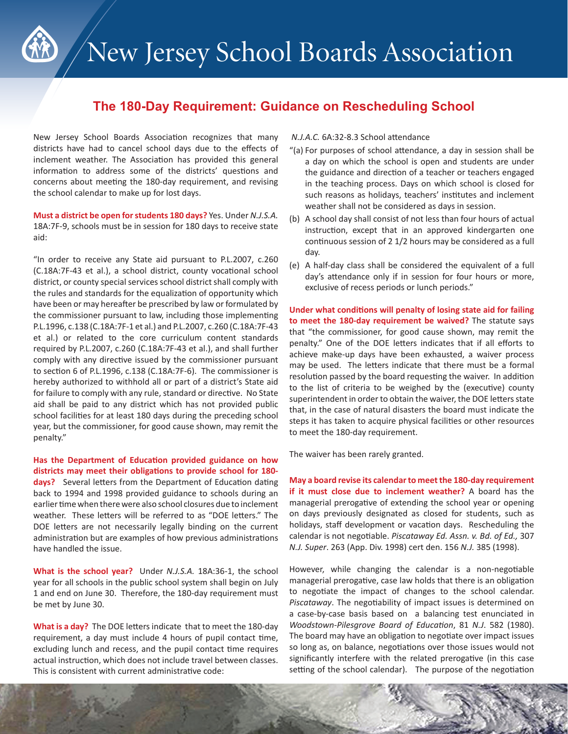# New Jersey School Boards Association

## The 180-Day Requirement: Guidance on Rescheduling School

New Jersey School Boards Association recognizes that many districts have had to cancel school days due to the effects of inclement weather. The Association has provided this general information to address some of the districts' questions and concerns about meeting the 180-day requirement, and revising the school calendar to make up for lost days.

**Must a district be open for students 180 days?** Yes. Under *N.J.S.A.* 18A:7F-9, schools must be in session for 180 days to receive state aid:

"In order to receive any State aid pursuant to P.L.2007, c.260 (C.18A:7F-43 et al.), a school district, county vocational school district, or county special services school district shall comply with the rules and standards for the equalization of opportunity which have been or may hereafter be prescribed by law or formulated by the commissioner pursuant to law, including those implementing P.L.1996, c.138 (C.18A:7F-1 et al.) and P.L.2007, c.260 (C.18A:7F-43 et al.) or related to the core curriculum content standards required by P.L.2007, c.260 (C.18A:7F-43 et al.), and shall further comply with any directive issued by the commissioner pursuant to section 6 of P.L.1996, c.138 (C.18A:7F-6). The commissioner is hereby authorized to withhold all or part of a district's State aid for failure to comply with any rule, standard or directive. No State aid shall be paid to any district which has not provided public school facilities for at least 180 days during the preceding school year, but the commissioner, for good cause shown, may remit the penalty."

**Has the Department of Education provided guidance on how districts may meet their obligations to provide school for 180-days?** Several letters from the Department of Education dating back to 1994 and 1998 provided guidance to schools during an earlier time when there were also school closures due to inclement weather. These letters will be referred to as "DOE letters." The DOE letters are not necessarily legally binding on the current administration but are examples of how previous administrations have handled the issue.

**What is the school year?** Under *N.J.S.A.* 18A:36-1, the school year for all schools in the public school system shall begin on July 1 and end on June 30. Therefore, the 180-day requirement must be met by June 30.

**What is a day?** The DOE letters indicate that to meet the 180-day requirement, a day must include 4 hours of pupil contact time, excluding lunch and recess, and the pupil contact time requires actual instruction, which does not include travel between classes. This is consistent with current administrative code:

*N.J.A.C.* 6A:32-8.3 School attendance

"(a) For purposes of school attendance, a day in session shall be a day on which the school is open and students are under the guidance and direction of a teacher or teachers engaged in the teaching process. Days on which school is closed for such reasons as holidays, teachers' institutes and inclement weather shall not be considered as days in session.

(b) A school day shall consist of not less than four hours of actual instruction, except that in an approved kindergarten one continuous session of 2 1/2 hours may be considered as a full day.

(e) A half-day class shall be considered the equivalent of a full day's attendance only if in session for four hours or more, exclusive of recess periods or lunch periods."

**Under what conditions will penalty of losing state aid for failing to meet the 180-day requirement be waived?** The statute says that "the commissioner, for good cause shown, may remit the penalty." One of the DOE letters indicates that if all efforts to achieve make-up days have been exhausted, a waiver process may be used. The letters indicate that there must be a formal resolution passed by the board requesting the waiver. In addition to the list of criteria to be weighed by the (executive) county superintendent in order to obtain the waiver, the DOE letters state that, in the case of natural disasters the board must indicate the steps it has taken to acquire physical facilities or other resources to meet the 180-day requirement.

The waiver has been rarely granted.

**May a board revise its calendar to meet the 180-day requirement if it must close due to inclement weather?** A board has the managerial prerogative of extending the school year or opening on days previously designated as closed for students, such as holidays, staff development or vacation days. Rescheduling the calendar is not negotiable. *Piscataway Ed. Assn. v. Bd. of Ed.,* 307 *N.J. Super*. 263 (App. Div. 1998) cert den. 156 *N.J.* 385 (1998).

However, while changing the calendar is a non-negotiable managerial prerogative, case law holds that there is an obligation to negotiate the impact of changes to the school calendar. *Piscataway*. The negotiability of impact issues is determined on a case-by-case basis based on a balancing test enunciated in *Woodstown-Pilesgrove Board of Education*, 81 *N.J*. 582 (1980). The board may have an obligation to negotiate over impact issues so long as, on balance, negotiations over those issues would not significantly interfere with the related prerogative (in this case setting of the school calendar). The purpose of the negotiation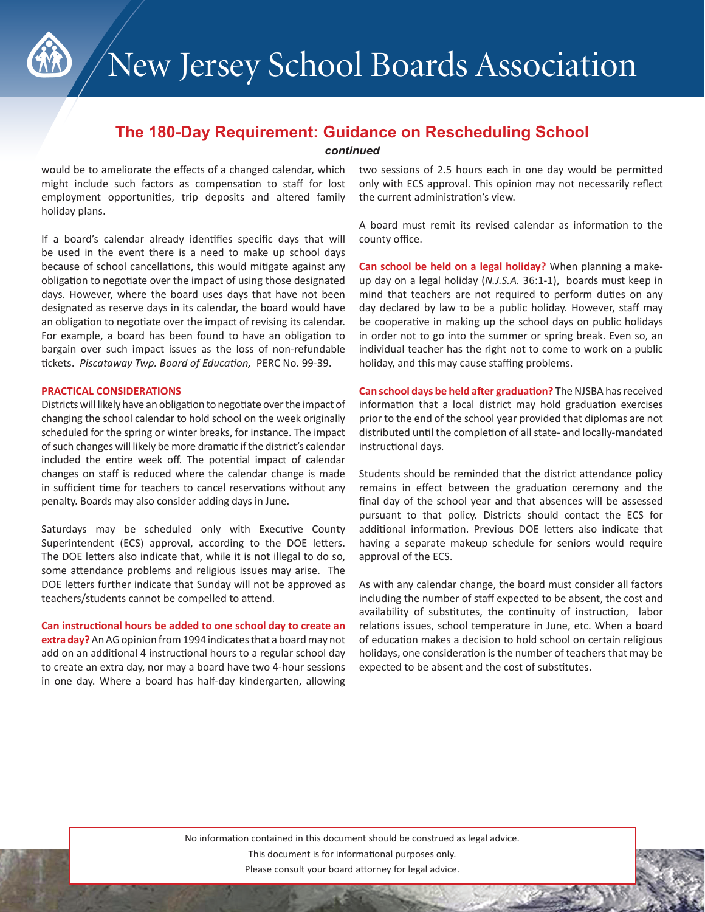## The 180-Day Requirement: Guidance on Rescheduling School

***continued***

would be to ameliorate the effects of a changed calendar, which might include such factors as compensation to staff for lost employment opportunities, trip deposits and altered family holiday plans.

If a board's calendar already identifies specific days that will be used in the event there is a need to make up school days because of school cancellations, this would mitigate against any obligation to negotiate over the impact of using those designated days. However, where the board uses days that have not been designated as reserve days in its calendar, the board would have an obligation to negotiate over the impact of revising its calendar. For example, a board has been found to have an obligation to bargain over such impact issues as the loss of non-refundable tickets. *Piscataway Twp. Board of Education,* PERC No. 99-39.

### PRACTICAL CONSIDERATIONS

Districts will likely have an obligation to negotiate over the impact of changing the school calendar to hold school on the week originally scheduled for the spring or winter breaks, for instance. The impact of such changes will likely be more dramatic if the district's calendar included the entire week off. The potential impact of calendar changes on staff is reduced where the calendar change is made in sufficient time for teachers to cancel reservations without any penalty. Boards may also consider adding days in June.

Saturdays may be scheduled only with Executive County Superintendent (ECS) approval, according to the DOE letters. The DOE letters also indicate that, while it is not illegal to do so, some attendance problems and religious issues may arise. The DOE letters further indicate that Sunday will not be approved as teachers/students cannot be compelled to attend.

**Can instructional hours be added to one school day to create an extra day?** An AG opinion from 1994 indicates that a board may not add on an additional 4 instructional hours to a regular school day to create an extra day, nor may a board have two 4-hour sessions in one day. Where a board has half-day kindergarten, allowing two sessions of 2.5 hours each in one day would be permitted only with ECS approval. This opinion may not necessarily reflect the current administration's view.

A board must remit its revised calendar as information to the county office.

**Can school be held on a legal holiday?** When planning a make-up day on a legal holiday (*N.J.S.A.* 36:1-1), boards must keep in mind that teachers are not required to perform duties on any day declared by law to be a public holiday. However, staff may be cooperative in making up the school days on public holidays in order not to go into the summer or spring break. Even so, an individual teacher has the right not to come to work on a public holiday, and this may cause staffing problems.

**Can school days be held after graduation?** The NJSBA has received information that a local district may hold graduation exercises prior to the end of the school year provided that diplomas are not distributed until the completion of all state- and locally-mandated instructional days.

Students should be reminded that the district attendance policy remains in effect between the graduation ceremony and the final day of the school year and that absences will be assessed pursuant to that policy. Districts should contact the ECS for additional information. Previous DOE letters also indicate that having a separate makeup schedule for seniors would require approval of the ECS.

As with any calendar change, the board must consider all factors including the number of staff expected to be absent, the cost and availability of substitutes, the continuity of instruction, labor relations issues, school temperature in June, etc. When a board of education makes a decision to hold school on certain religious holidays, one consideration is the number of teachers that may be expected to be absent and the cost of substitutes.

No information contained in this document should be construed as legal advice.
This document is for informational purposes only.
Please consult your board attorney for legal advice.